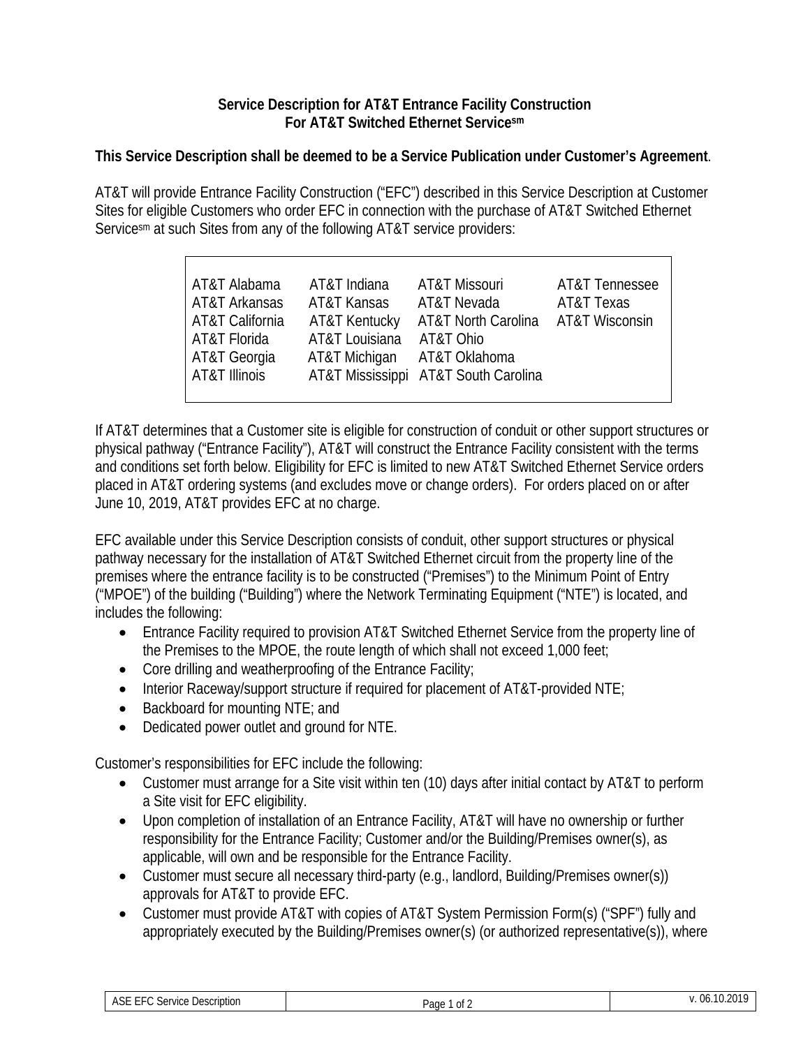# Service Description for AT&T Entrance Facility Construction For AT&T Switched Ethernet Service[sm]

**This Service Description shall be deemed to be a Service Publication under Customer's Agreement**.

AT&T will provide Entrance Facility Construction ("EFC") described in this Service Description at Customer Sites for eligible Customers who order EFC in connection with the purchase of AT&T Switched Ethernet Service[sm] at such Sites from any of the following AT&T service providers:

| | | | |
|---|---|---|---|
| AT&T Alabama | AT&T Indiana | AT&T Missouri | AT&T Tennessee |
| AT&T Arkansas | AT&T Kansas | AT&T Nevada | AT&T Texas |
| AT&T California | AT&T Kentucky | AT&T North Carolina | AT&T Wisconsin |
| AT&T Florida | AT&T Louisiana | AT&T Ohio | |
| AT&T Georgia | AT&T Michigan | AT&T Oklahoma | |
| AT&T Illinois | AT&T Mississippi | AT&T South Carolina | |

If AT&T determines that a Customer site is eligible for construction of conduit or other support structures or physical pathway ("Entrance Facility"), AT&T will construct the Entrance Facility consistent with the terms and conditions set forth below. Eligibility for EFC is limited to new AT&T Switched Ethernet Service orders placed in AT&T ordering systems (and excludes move or change orders). For orders placed on or after June 10, 2019, AT&T provides EFC at no charge.

EFC available under this Service Description consists of conduit, other support structures or physical pathway necessary for the installation of AT&T Switched Ethernet circuit from the property line of the premises where the entrance facility is to be constructed ("Premises") to the Minimum Point of Entry ("MPOE") of the building ("Building") where the Network Terminating Equipment ("NTE") is located, and includes the following:

- Entrance Facility required to provision AT&T Switched Ethernet Service from the property line of the Premises to the MPOE, the route length of which shall not exceed 1,000 feet;
- Core drilling and weatherproofing of the Entrance Facility;
- Interior Raceway/support structure if required for placement of AT&T-provided NTE;
- Backboard for mounting NTE; and
- Dedicated power outlet and ground for NTE.

Customer's responsibilities for EFC include the following:

- Customer must arrange for a Site visit within ten (10) days after initial contact by AT&T to perform a Site visit for EFC eligibility.
- Upon completion of installation of an Entrance Facility, AT&T will have no ownership or further responsibility for the Entrance Facility; Customer and/or the Building/Premises owner(s), as applicable, will own and be responsible for the Entrance Facility.
- Customer must secure all necessary third-party (e.g., landlord, Building/Premises owner(s)) approvals for AT&T to provide EFC.
- Customer must provide AT&T with copies of AT&T System Permission Form(s) ("SPF") fully and appropriately executed by the Building/Premises owner(s) (or authorized representative(s)), where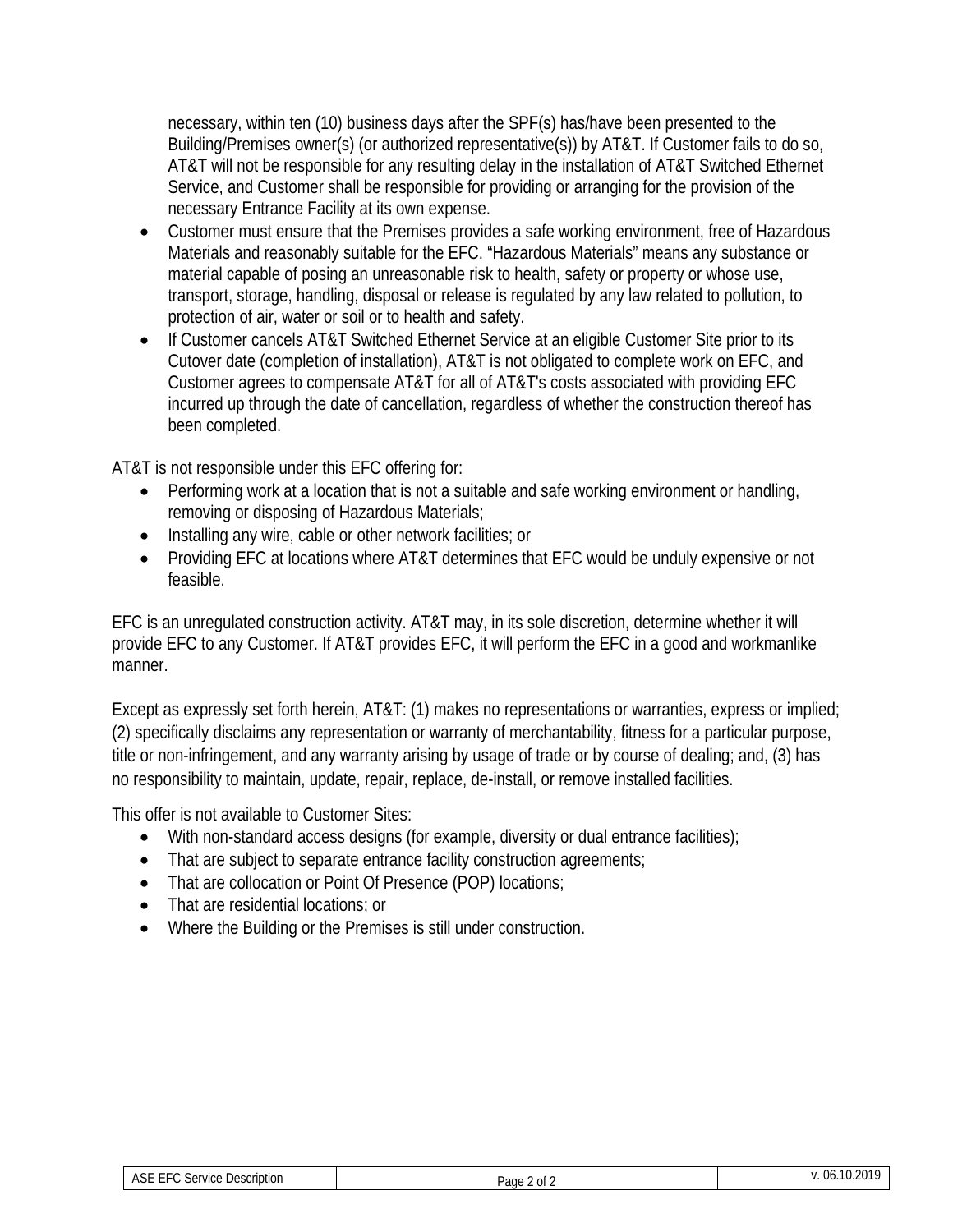necessary, within ten (10) business days after the SPF(s) has/have been presented to the Building/Premises owner(s) (or authorized representative(s)) by AT&T. If Customer fails to do so, AT&T will not be responsible for any resulting delay in the installation of AT&T Switched Ethernet Service, and Customer shall be responsible for providing or arranging for the provision of the necessary Entrance Facility at its own expense.

- Customer must ensure that the Premises provides a safe working environment, free of Hazardous Materials and reasonably suitable for the EFC. "Hazardous Materials" means any substance or material capable of posing an unreasonable risk to health, safety or property or whose use, transport, storage, handling, disposal or release is regulated by any law related to pollution, to protection of air, water or soil or to health and safety.
- If Customer cancels AT&T Switched Ethernet Service at an eligible Customer Site prior to its Cutover date (completion of installation), AT&T is not obligated to complete work on EFC, and Customer agrees to compensate AT&T for all of AT&T's costs associated with providing EFC incurred up through the date of cancellation, regardless of whether the construction thereof has been completed.

AT&T is not responsible under this EFC offering for:

- Performing work at a location that is not a suitable and safe working environment or handling, removing or disposing of Hazardous Materials;
- Installing any wire, cable or other network facilities; or
- Providing EFC at locations where AT&T determines that EFC would be unduly expensive or not feasible.

EFC is an unregulated construction activity. AT&T may, in its sole discretion, determine whether it will provide EFC to any Customer. If AT&T provides EFC, it will perform the EFC in a good and workmanlike manner.

Except as expressly set forth herein, AT&T: (1) makes no representations or warranties, express or implied; (2) specifically disclaims any representation or warranty of merchantability, fitness for a particular purpose, title or non-infringement, and any warranty arising by usage of trade or by course of dealing; and, (3) has no responsibility to maintain, update, repair, replace, de-install, or remove installed facilities.

This offer is not available to Customer Sites:

- With non-standard access designs (for example, diversity or dual entrance facilities);
- That are subject to separate entrance facility construction agreements;
- That are collocation or Point Of Presence (POP) locations;
- That are residential locations; or
- Where the Building or the Premises is still under construction.